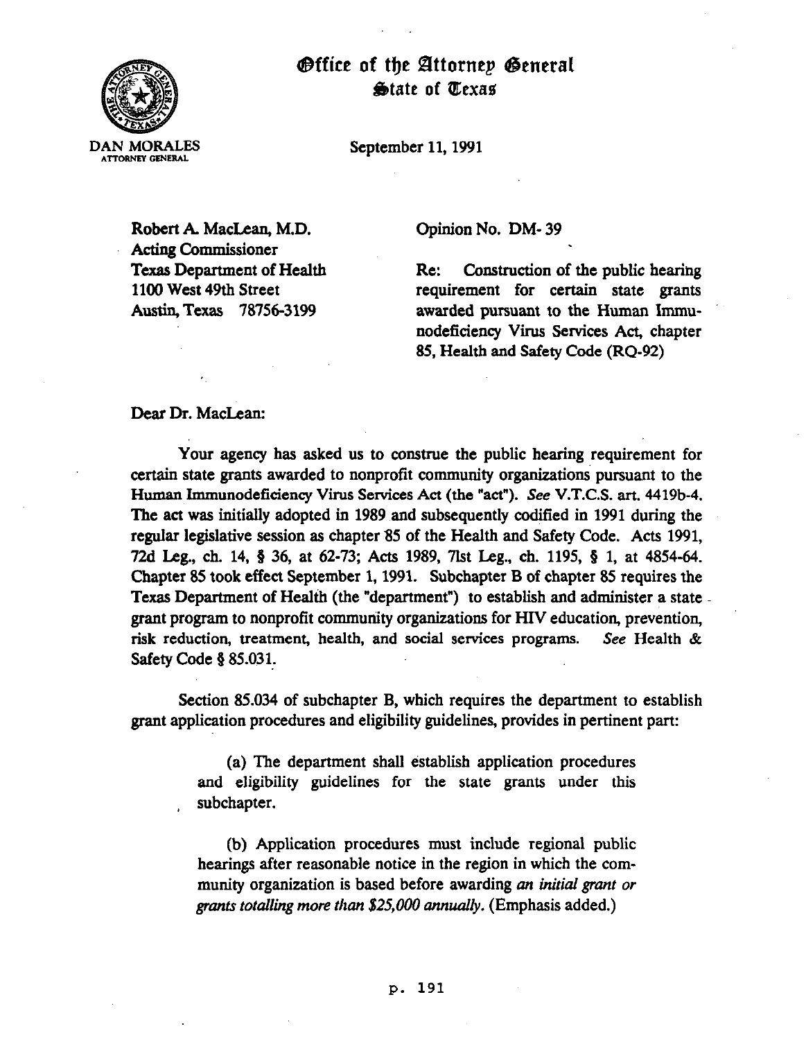# Office of the Attorney General
## State of Texas

DAN MORALES
ATTORNEY GENERAL

September 11, 1991

Robert A. MacLean, M.D.
Acting Commissioner
Texas Department of Health
1100 West 49th Street
Austin, Texas 78756-3199

Opinion No. DM-39

Re: Construction of the public hearing requirement for certain state grants awarded pursuant to the Human Immunodeficiency Virus Services Act, chapter 85, Health and Safety Code (RQ-92)

Dear Dr. MacLean:

Your agency has asked us to construe the public hearing requirement for certain state grants awarded to nonprofit community organizations pursuant to the Human Immunodeficiency Virus Services Act (the "act"). *See* V.T.C.S. art. 4419b-4. The act was initially adopted in 1989 and subsequently codified in 1991 during the regular legislative session as chapter 85 of the Health and Safety Code. Acts 1991, 72d Leg., ch. 14, § 36, at 62-73; Acts 1989, 71st Leg., ch. 1195, § 1, at 4854-64. Chapter 85 took effect September 1, 1991. Subchapter B of chapter 85 requires the Texas Department of Health (the "department") to establish and administer a state grant program to nonprofit community organizations for HIV education, prevention, risk reduction, treatment, health, and social services programs. *See* Health & Safety Code § 85.031.

Section 85.034 of subchapter B, which requires the department to establish grant application procedures and eligibility guidelines, provides in pertinent part:

> (a) The department shall establish application procedures and eligibility guidelines for the state grants under this subchapter.
>
> (b) Application procedures must include regional public hearings after reasonable notice in the region in which the community organization is based before awarding *an initial grant or grants totalling more than $25,000 annually*. (Emphasis added.)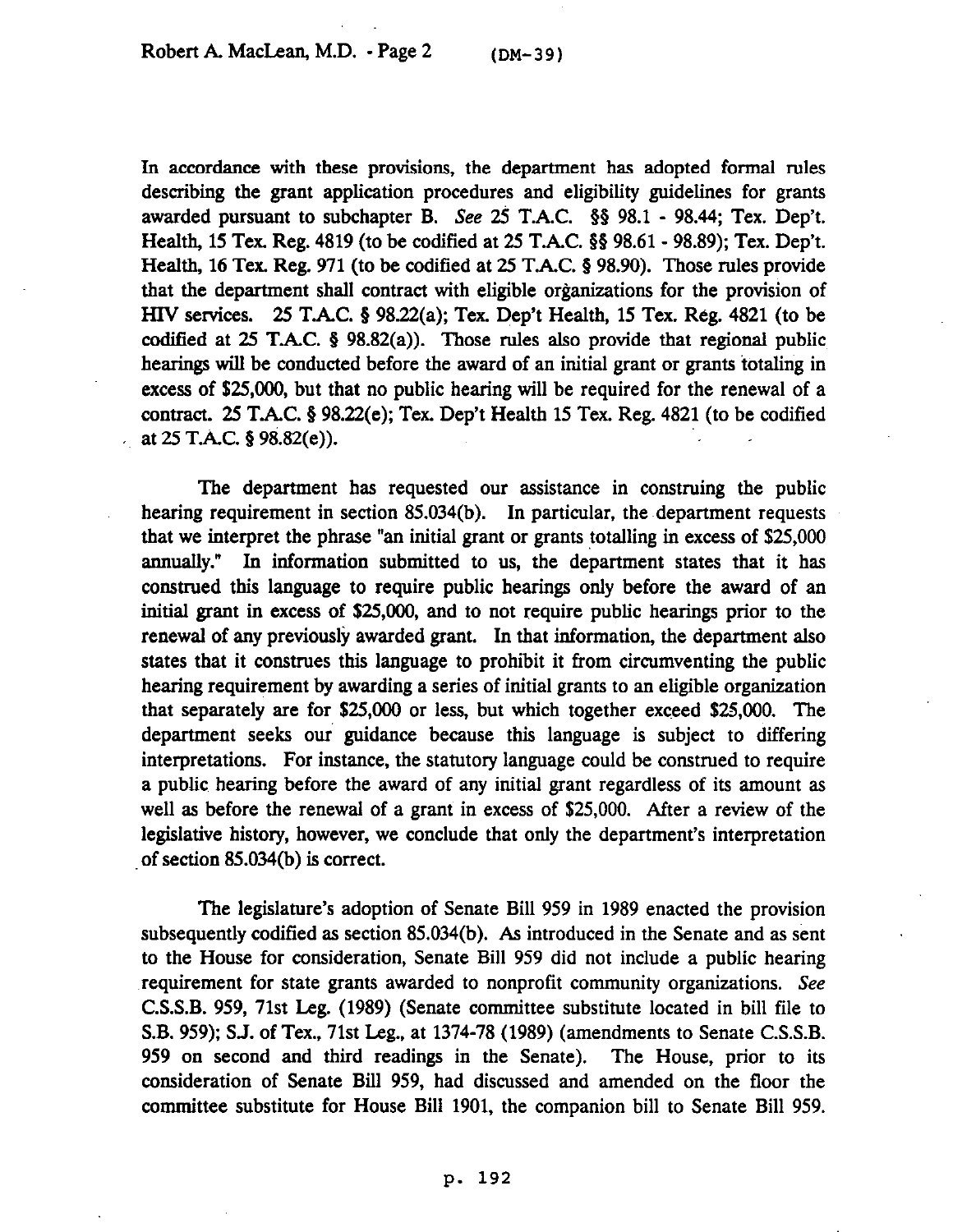In accordance with these provisions, the department has adopted formal rules describing the grant application procedures and eligibility guidelines for grants awarded pursuant to subchapter B. *See* 25 T.A.C. §§ 98.1 - 98.44; Tex. Dep't. Health, 15 Tex. Reg. 4819 (to be codified at 25 T.A.C. §§ 98.61 - 98.89); Tex. Dep't. Health, 16 Tex. Reg. 971 (to be codified at 25 T.A.C. § 98.90). Those rules provide that the department shall contract with eligible organizations for the provision of HIV services. 25 T.A.C. § 98.22(a); Tex. Dep't Health, 15 Tex. Reg. 4821 (to be codified at 25 T.A.C. § 98.82(a)). Those rules also provide that regional public hearings will be conducted before the award of an initial grant or grants totaling in excess of $25,000, but that no public hearing will be required for the renewal of a contract. 25 T.A.C. § 98.22(e); Tex. Dep't Health 15 Tex. Reg. 4821 (to be codified at 25 T.A.C. § 98.82(e)).

The department has requested our assistance in construing the public hearing requirement in section 85.034(b). In particular, the department requests that we interpret the phrase "an initial grant or grants totalling in excess of $25,000 annually." In information submitted to us, the department states that it has construed this language to require public hearings only before the award of an initial grant in excess of $25,000, and to not require public hearings prior to the renewal of any previously awarded grant. In that information, the department also states that it construes this language to prohibit it from circumventing the public hearing requirement by awarding a series of initial grants to an eligible organization that separately are for $25,000 or less, but which together exceed $25,000. The department seeks our guidance because this language is subject to differing interpretations. For instance, the statutory language could be construed to require a public hearing before the award of any initial grant regardless of its amount as well as before the renewal of a grant in excess of $25,000. After a review of the legislative history, however, we conclude that only the department's interpretation of section 85.034(b) is correct.

The legislature's adoption of Senate Bill 959 in 1989 enacted the provision subsequently codified as section 85.034(b). As introduced in the Senate and as sent to the House for consideration, Senate Bill 959 did not include a public hearing requirement for state grants awarded to nonprofit community organizations. *See* C.S.S.B. 959, 71st Leg. (1989) (Senate committee substitute located in bill file to S.B. 959); S.J. of Tex., 71st Leg., at 1374-78 (1989) (amendments to Senate C.S.S.B. 959 on second and third readings in the Senate). The House, prior to its consideration of Senate Bill 959, had discussed and amended on the floor the committee substitute for House Bill 1901, the companion bill to Senate Bill 959.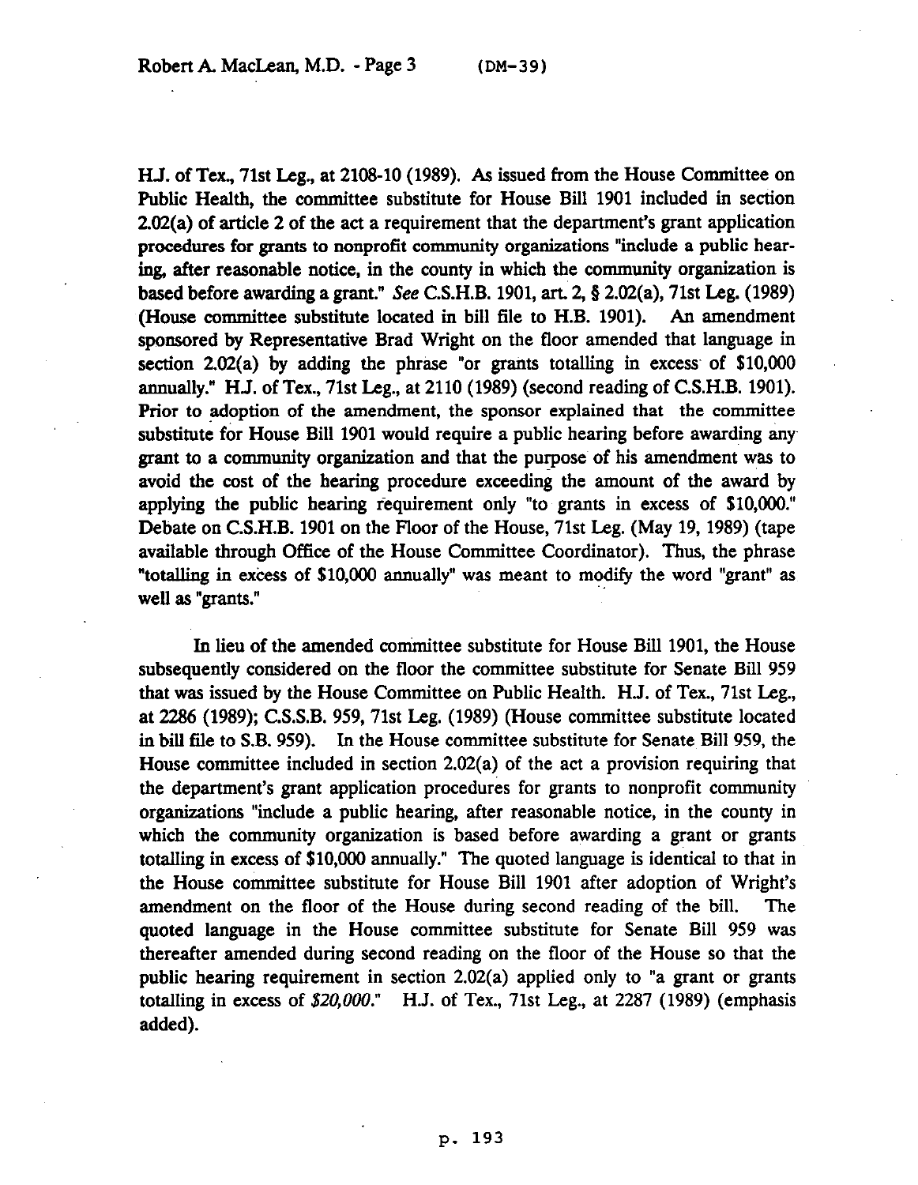H.J. of Tex., 71st Leg., at 2108-10 (1989). As issued from the House Committee on Public Health, the committee substitute for House Bill 1901 included in section 2.02(a) of article 2 of the act a requirement that the department's grant application procedures for grants to nonprofit community organizations "include a public hearing, after reasonable notice, in the county in which the community organization is based before awarding a grant." *See* C.S.H.B. 1901, art. 2, § 2.02(a), 71st Leg. (1989) (House committee substitute located in bill file to H.B. 1901). An amendment sponsored by Representative Brad Wright on the floor amended that language in section 2.02(a) by adding the phrase "or grants totalling in excess of $10,000 annually." H.J. of Tex., 71st Leg., at 2110 (1989) (second reading of C.S.H.B. 1901). Prior to adoption of the amendment, the sponsor explained that the committee substitute for House Bill 1901 would require a public hearing before awarding any grant to a community organization and that the purpose of his amendment was to avoid the cost of the hearing procedure exceeding the amount of the award by applying the public hearing requirement only "to grants in excess of $10,000." Debate on C.S.H.B. 1901 on the Floor of the House, 71st Leg. (May 19, 1989) (tape available through Office of the House Committee Coordinator). Thus, the phrase "totalling in excess of $10,000 annually" was meant to modify the word "grant" as well as "grants."

In lieu of the amended committee substitute for House Bill 1901, the House subsequently considered on the floor the committee substitute for Senate Bill 959 that was issued by the House Committee on Public Health. H.J. of Tex., 71st Leg., at 2286 (1989); C.S.S.B. 959, 71st Leg. (1989) (House committee substitute located in bill file to S.B. 959). In the House committee substitute for Senate Bill 959, the House committee included in section 2.02(a) of the act a provision requiring that the department's grant application procedures for grants to nonprofit community organizations "include a public hearing, after reasonable notice, in the county in which the community organization is based before awarding a grant or grants totalling in excess of $10,000 annually." The quoted language is identical to that in the House committee substitute for House Bill 1901 after adoption of Wright's amendment on the floor of the House during second reading of the bill. The quoted language in the House committee substitute for Senate Bill 959 was thereafter amended during second reading on the floor of the House so that the public hearing requirement in section 2.02(a) applied only to "a grant or grants totalling in excess of *$20,000*." H.J. of Tex., 71st Leg., at 2287 (1989) (emphasis added).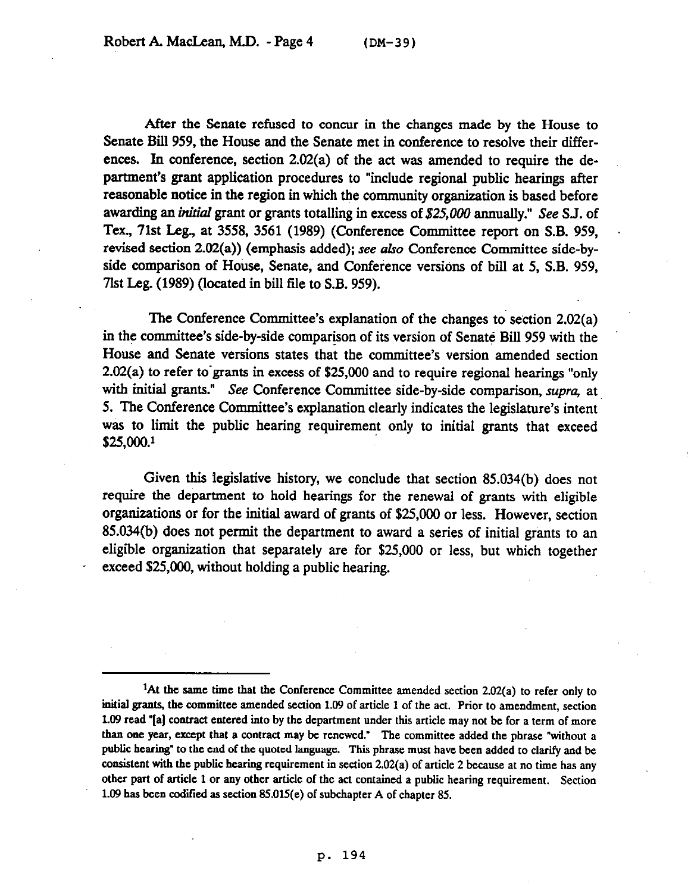After the Senate refused to concur in the changes made by the House to Senate Bill 959, the House and the Senate met in conference to resolve their differences. In conference, section 2.02(a) of the act was amended to require the department's grant application procedures to "include regional public hearings after reasonable notice in the region in which the community organization is based before awarding an *initial* grant or grants totalling in excess of *$25,000* annually." *See* S.J. of Tex., 71st Leg., at 3558, 3561 (1989) (Conference Committee report on S.B. 959, revised section 2.02(a)) (emphasis added); *see also* Conference Committee side-by-side comparison of House, Senate, and Conference versions of bill at 5, S.B. 959, 71st Leg. (1989) (located in bill file to S.B. 959).

The Conference Committee's explanation of the changes to section 2.02(a) in the committee's side-by-side comparison of its version of Senate Bill 959 with the House and Senate versions states that the committee's version amended section 2.02(a) to refer to grants in excess of $25,000 and to require regional hearings "only with initial grants." *See* Conference Committee side-by-side comparison, *supra*, at 5. The Conference Committee's explanation clearly indicates the legislature's intent was to limit the public hearing requirement only to initial grants that exceed $25,000.[1]

Given this legislative history, we conclude that section 85.034(b) does not require the department to hold hearings for the renewal of grants with eligible organizations or for the initial award of grants of $25,000 or less. However, section 85.034(b) does not permit the department to award a series of initial grants to an eligible organization that separately are for $25,000 or less, but which together exceed $25,000, without holding a public hearing.

---

[1] At the same time that the Conference Committee amended section 2.02(a) to refer only to initial grants, the committee amended section 1.09 of article 1 of the act. Prior to amendment, section 1.09 read "[a] contract entered into by the department under this article may not be for a term of more than one year, except that a contract may be renewed." The committee added the phrase "without a public hearing" to the end of the quoted language. This phrase must have been added to clarify and be consistent with the public hearing requirement in section 2.02(a) of article 2 because at no time has any other part of article 1 or any other article of the act contained a public hearing requirement. Section 1.09 has been codified as section 85.015(e) of subchapter A of chapter 85.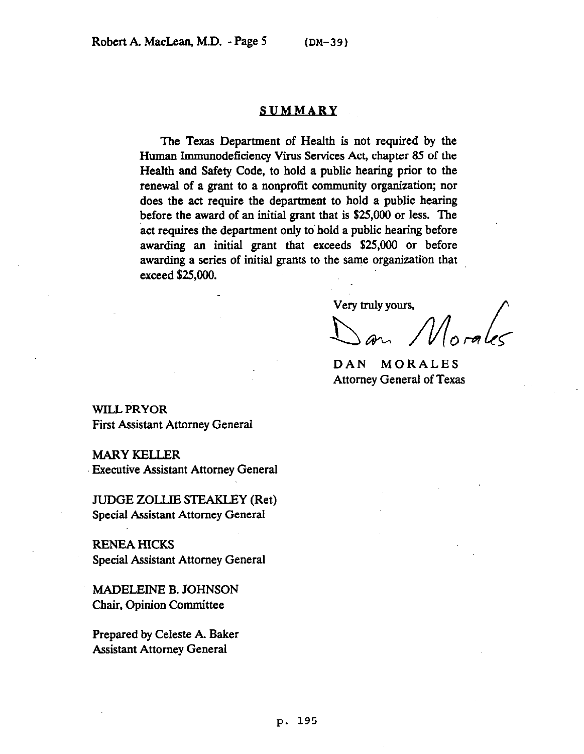## SUMMARY

The Texas Department of Health is not required by the Human Immunodeficiency Virus Services Act, chapter 85 of the Health and Safety Code, to hold a public hearing prior to the renewal of a grant to a nonprofit community organization; nor does the act require the department to hold a public hearing before the award of an initial grant that is $25,000 or less. The act requires the department only to hold a public hearing before awarding an initial grant that exceeds $25,000 or before awarding a series of initial grants to the same organization that exceed $25,000.

Very truly yours,

Dan Morales

DAN MORALES
Attorney General of Texas

WILL PRYOR
First Assistant Attorney General

MARY KELLER
Executive Assistant Attorney General

JUDGE ZOLLIE STEAKLEY (Ret)
Special Assistant Attorney General

RENEA HICKS
Special Assistant Attorney General

MADELEINE B. JOHNSON
Chair, Opinion Committee

Prepared by Celeste A. Baker
Assistant Attorney General